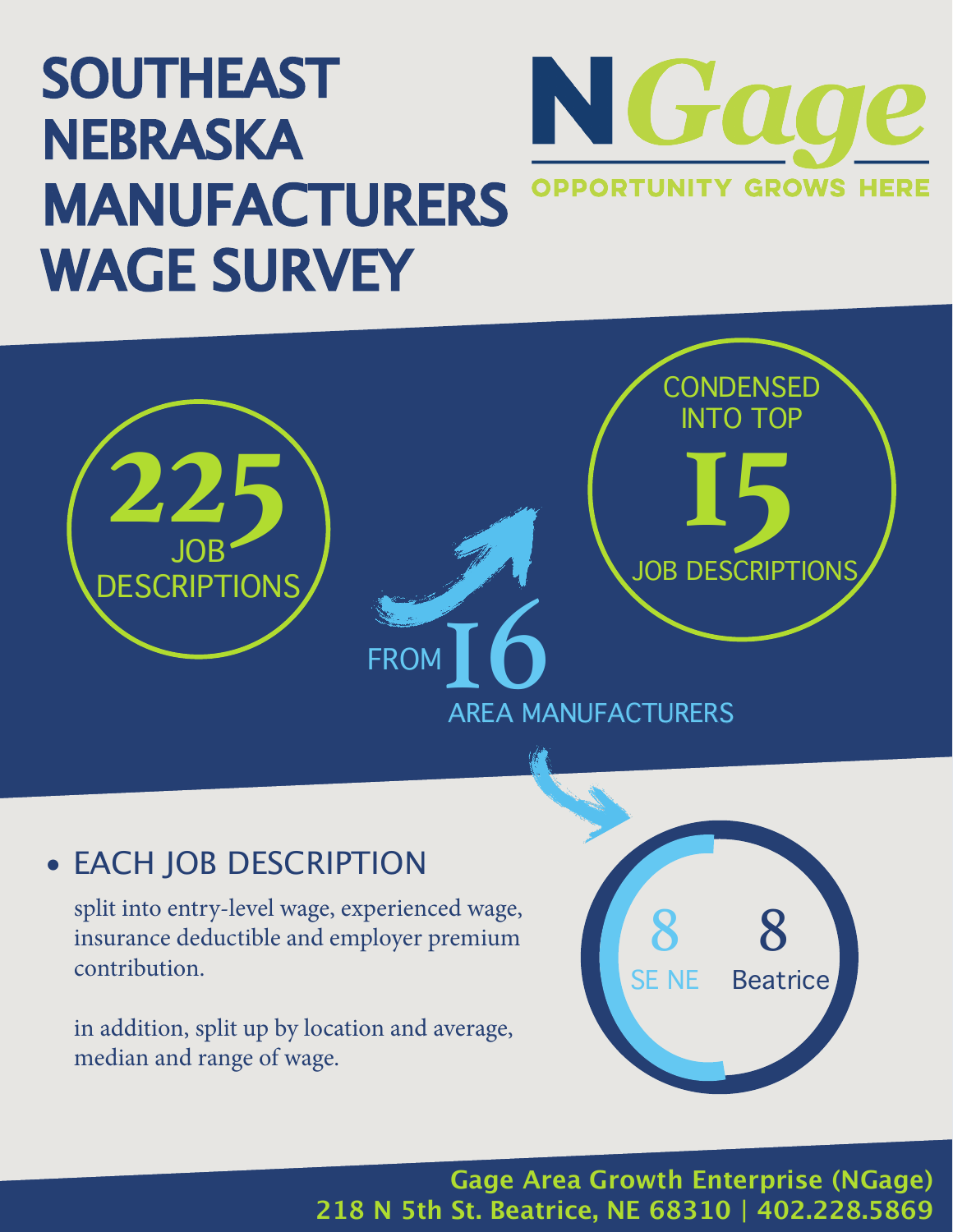# SOUTHEAST NEBRASKA MANUFACTURERS WAGE SURVEY

**NGage**
OPPORTUNITY GROWS HERE

**225** JOB DESCRIPTIONS

FROM **16** AREA MANUFACTURERS

CONDENSED INTO TOP **15** JOB DESCRIPTIONS

**8** SE NE

**8** Beatrice

- EACH JOB DESCRIPTION

  split into entry-level wage, experienced wage, insurance deductible and employer premium contribution.

  in addition, split up by location and average, median and range of wage.

**Gage Area Growth Enterprise (NGage)**
**218 N 5th St. Beatrice, NE 68310 | 402.228.5869**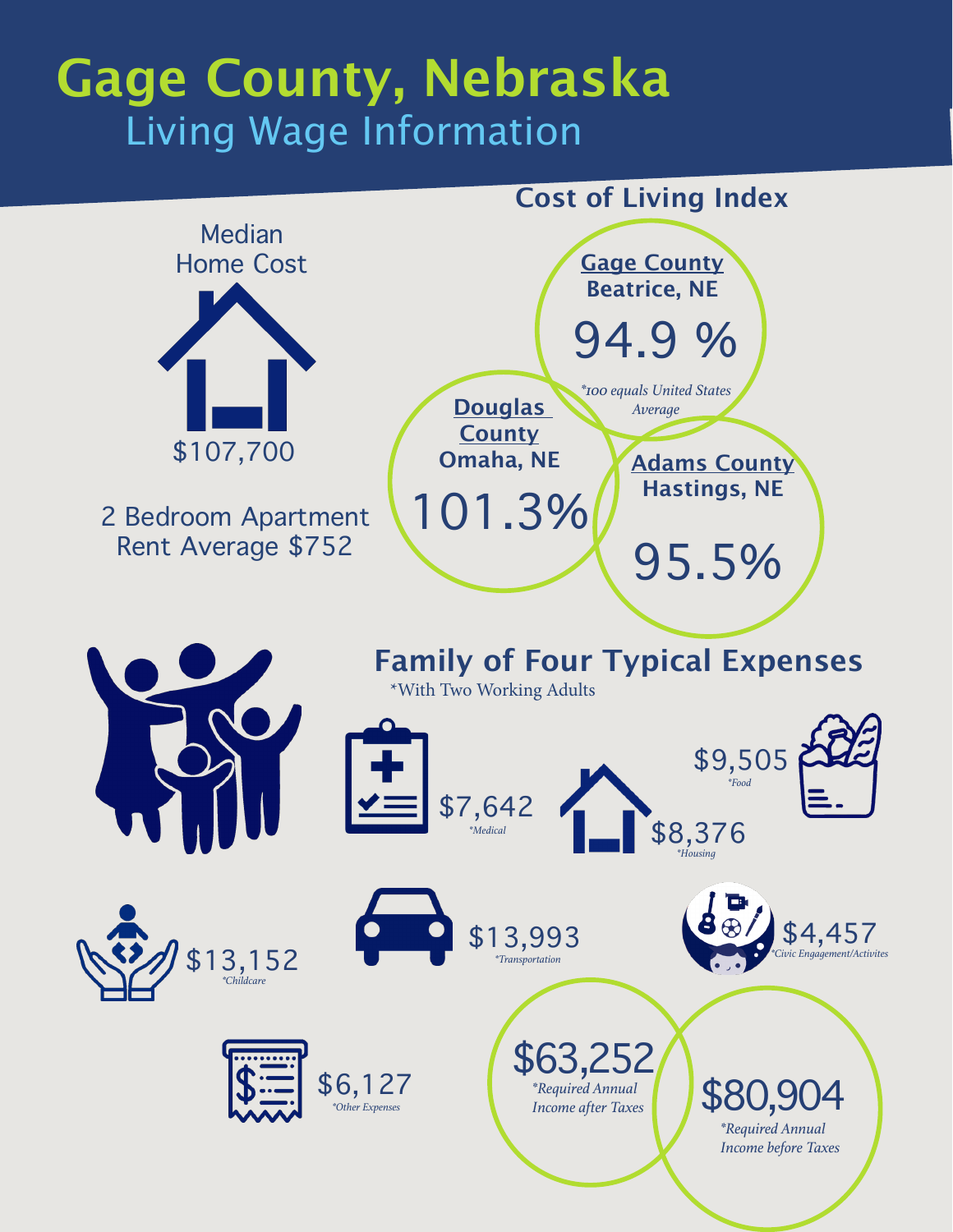# Gage County, Nebraska

## Living Wage Information

Median Home Cost

$107,700

2 Bedroom Apartment Rent Average $752

### Cost of Living Index

**Gage County**
**Beatrice, NE**

94.9 %

*\*100 equals United States Average*

**Douglas County**
**Omaha, NE**

101.3%

**Adams County**
**Hastings, NE**

95.5%

### Family of Four Typical Expenses

*With Two Working Adults

$7,642 *\*Medical*

$8,376 *\*Housing*

$9,505 *\*Food*

$13,152 *\*Childcare*

$13,993 *\*Transportation*

$4,457 *\*Civic Engagement/Activites*

$6,127 *\*Other Expenses*

$63,252 *\*Required Annual Income after Taxes*

$80,904 *\*Required Annual Income before Taxes*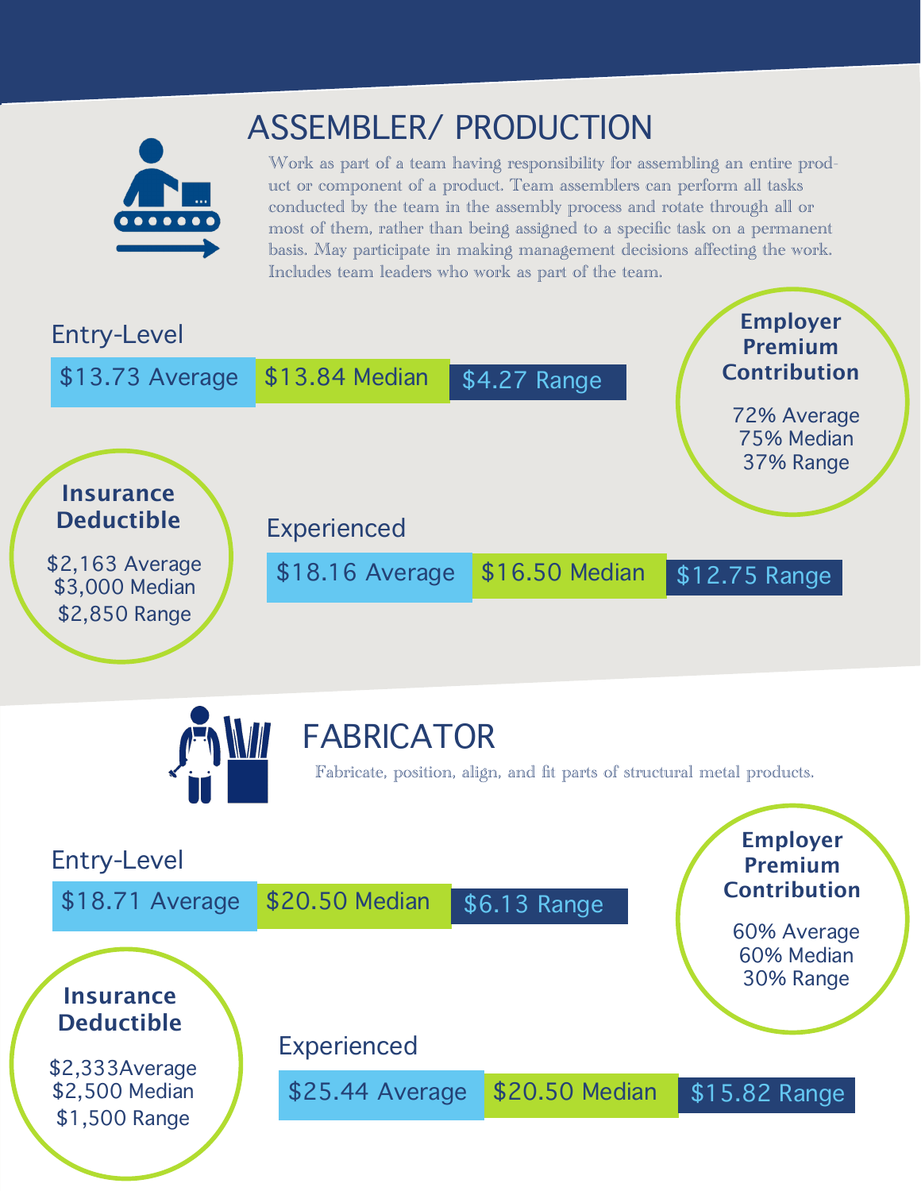## ASSEMBLER/ PRODUCTION

Work as part of a team having responsibility for assembling an entire product or component of a product. Team assemblers can perform all tasks conducted by the team in the assembly process and rotate through all or most of them, rather than being assigned to a specific task on a permanent basis. May participate in making management decisions affecting the work. Includes team leaders who work as part of the team.

### Entry-Level

$13.73 Average | $13.84 Median | $4.27 Range

### Employer Premium Contribution

72% Average
75% Median
37% Range

### Insurance Deductible

$2,163 Average
$3,000 Median
$2,850 Range

### Experienced

$18.16 Average | $16.50 Median | $12.75 Range

## FABRICATOR

Fabricate, position, align, and fit parts of structural metal products.

### Entry-Level

$18.71 Average | $20.50 Median | $6.13 Range

### Employer Premium Contribution

60% Average
60% Median
30% Range

### Insurance Deductible

$2,333Average
$2,500 Median
$1,500 Range

### Experienced

$25.44 Average | $20.50 Median | $15.82 Range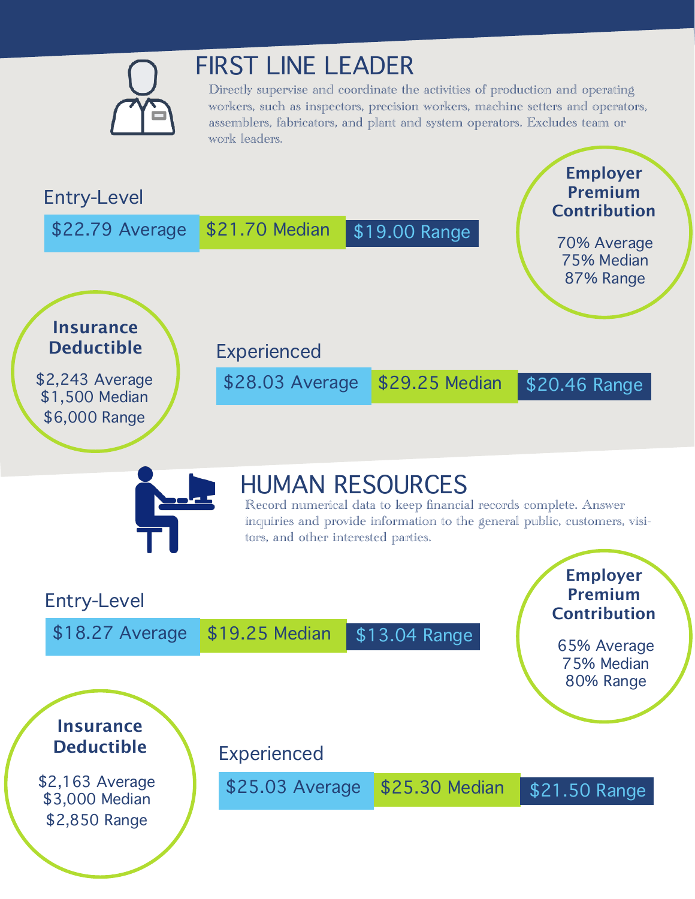# FIRST LINE LEADER

Directly supervise and coordinate the activities of production and operating workers, such as inspectors, precision workers, machine setters and operators, assemblers, fabricators, and plant and system operators. Excludes team or work leaders.

### Entry-Level

$22.79 Average | $21.70 Median | $19.00 Range

**Employer Premium Contribution**

70% Average
75% Median
87% Range

**Insurance Deductible**

$2,243 Average
$1,500 Median
$6,000 Range

### Experienced

$28.03 Average | $29.25 Median | $20.46 Range

# HUMAN RESOURCES

Record numerical data to keep financial records complete. Answer inquiries and provide information to the general public, customers, visitors, and other interested parties.

### Entry-Level

$18.27 Average | $19.25 Median | $13.04 Range

**Employer Premium Contribution**

65% Average
75% Median
80% Range

**Insurance Deductible**

$2,163 Average
$3,000 Median
$2,850 Range

### Experienced

$25.03 Average | $25.30 Median | $21.50 Range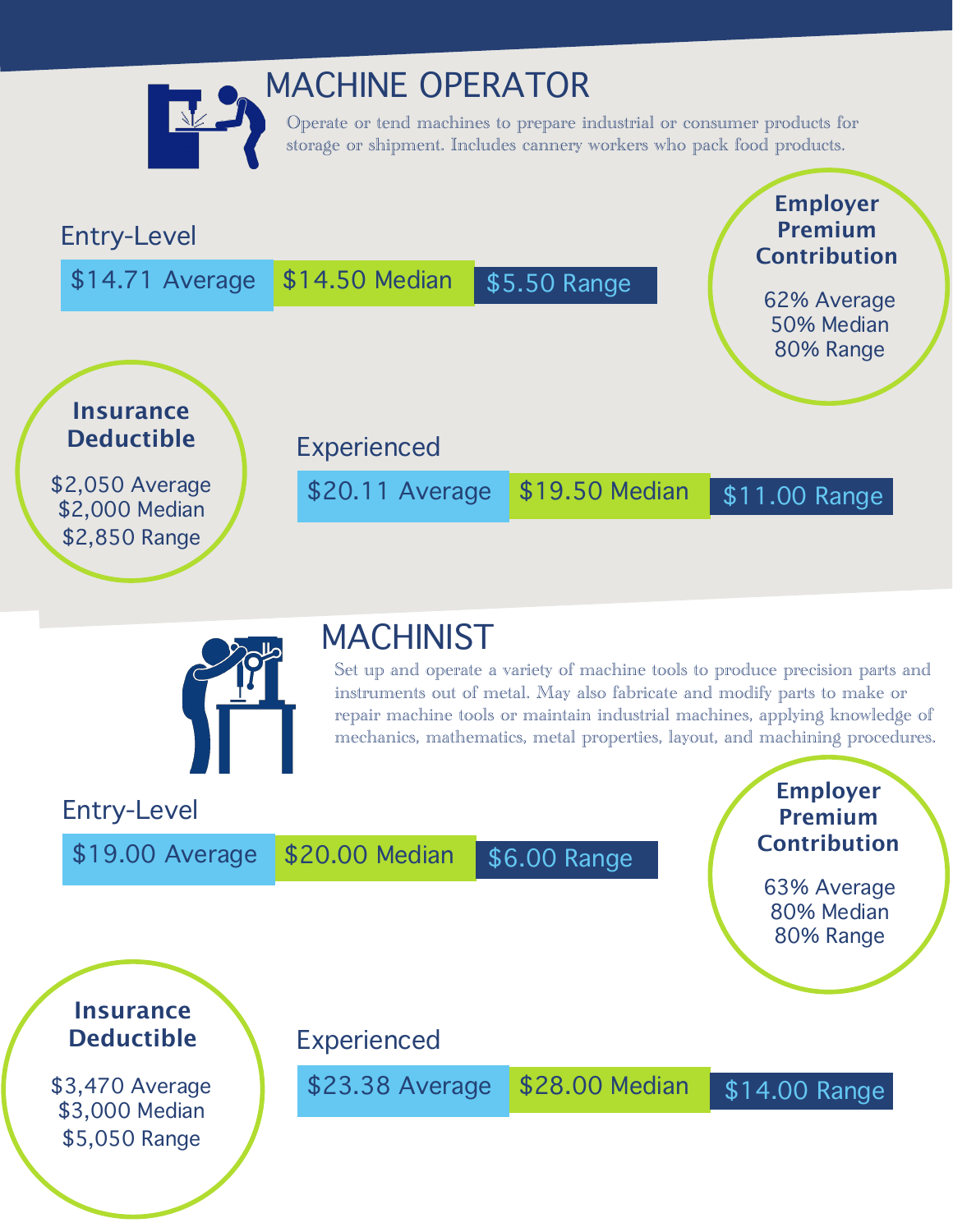## MACHINE OPERATOR

Operate or tend machines to prepare industrial or consumer products for storage or shipment. Includes cannery workers who pack food products.

### Entry-Level

$14.71 Average | $14.50 Median | $5.50 Range

### Employer Premium Contribution

62% Average
50% Median
80% Range

### Insurance Deductible

$2,050 Average
$2,000 Median
$2,850 Range

### Experienced

$20.11 Average | $19.50 Median | $11.00 Range

## MACHINIST

Set up and operate a variety of machine tools to produce precision parts and instruments out of metal. May also fabricate and modify parts to make or repair machine tools or maintain industrial machines, applying knowledge of mechanics, mathematics, metal properties, layout, and machining procedures.

### Entry-Level

$19.00 Average | $20.00 Median | $6.00 Range

### Employer Premium Contribution

63% Average
80% Median
80% Range

### Insurance Deductible

$3,470 Average
$3,000 Median
$5,050 Range

### Experienced

$23.38 Average | $28.00 Median | $14.00 Range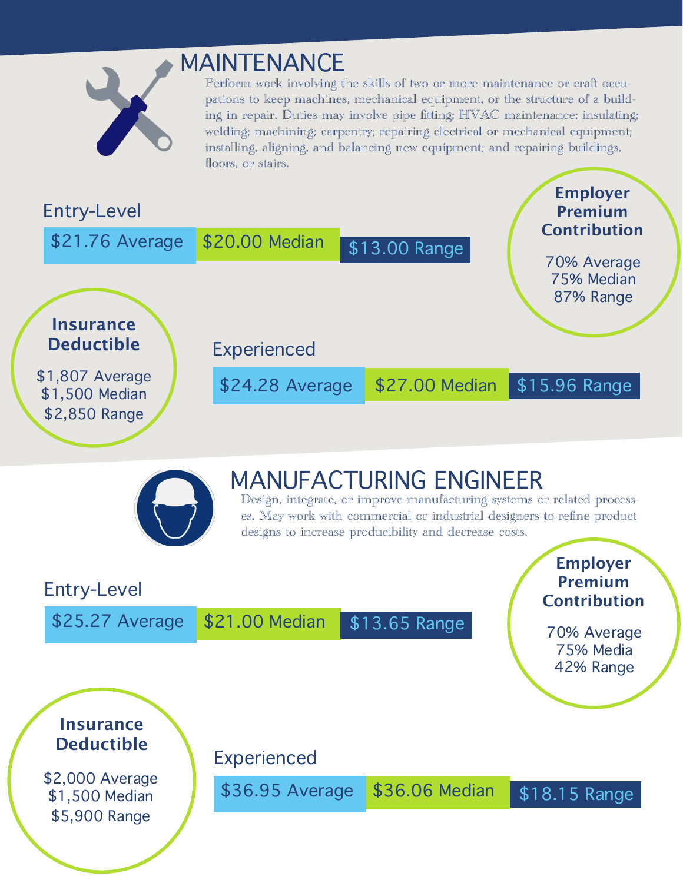## MAINTENANCE

Perform work involving the skills of two or more maintenance or craft occupations to keep machines, mechanical equipment, or the structure of a building in repair. Duties may involve pipe fitting; HVAC maintenance; insulating; welding; machining; carpentry; repairing electrical or mechanical equipment; installing, aligning, and balancing new equipment; and repairing buildings, floors, or stairs.

### Entry-Level

$21.76 Average | $20.00 Median | $13.00 Range

**Employer Premium Contribution**

70% Average
75% Median
87% Range

**Insurance Deductible**

$1,807 Average
$1,500 Median
$2,850 Range

### Experienced

$24.28 Average | $27.00 Median | $15.96 Range

## MANUFACTURING ENGINEER

Design, integrate, or improve manufacturing systems or related processes. May work with commercial or industrial designers to refine product designs to increase producibility and decrease costs.

### Entry-Level

$25.27 Average | $21.00 Median | $13.65 Range

**Employer Premium Contribution**

70% Average
75% Media
42% Range

**Insurance Deductible**

$2,000 Average
$1,500 Median
$5,900 Range

### Experienced

$36.95 Average | $36.06 Median | $18.15 Range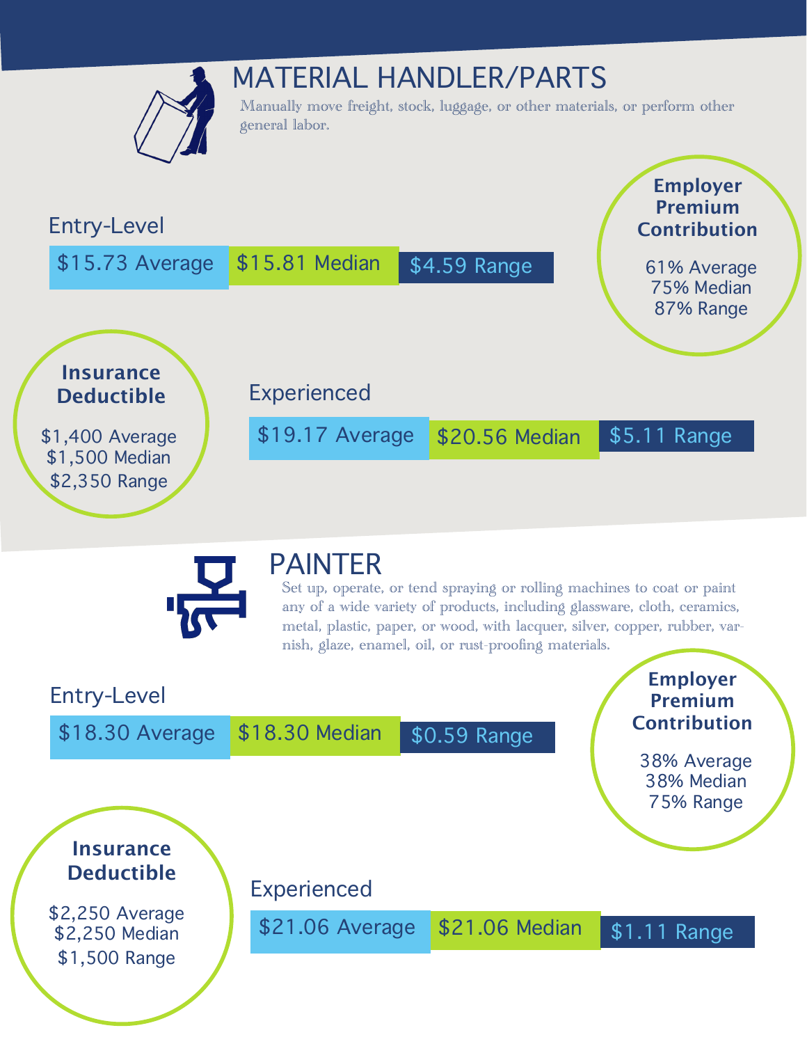# MATERIAL HANDLER/PARTS

Manually move freight, stock, luggage, or other materials, or perform other general labor.

### Entry-Level

$15.73 Average | $15.81 Median | $4.59 Range

**Employer Premium Contribution**

61% Average
75% Median
87% Range

**Insurance Deductible**

$1,400 Average
$1,500 Median
$2,350 Range

### Experienced

$19.17 Average | $20.56 Median | $5.11 Range

# PAINTER

Set up, operate, or tend spraying or rolling machines to coat or paint any of a wide variety of products, including glassware, cloth, ceramics, metal, plastic, paper, or wood, with lacquer, silver, copper, rubber, varnish, glaze, enamel, oil, or rust-proofing materials.

### Entry-Level

$18.30 Average | $18.30 Median | $0.59 Range

**Employer Premium Contribution**

38% Average
38% Median
75% Range

**Insurance Deductible**

$2,250 Average
$2,250 Median
$1,500 Range

### Experienced

$21.06 Average | $21.06 Median | $1.11 Range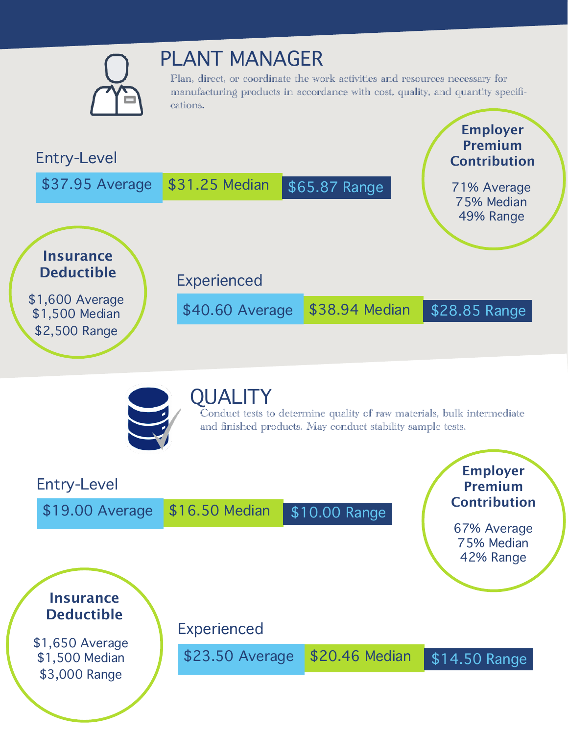# PLANT MANAGER

Plan, direct, or coordinate the work activities and resources necessary for manufacturing products in accordance with cost, quality, and quantity specifications.

### Entry-Level

$37.95 Average | $31.25 Median | $65.87 Range

### Employer Premium Contribution

71% Average
75% Median
49% Range

### Insurance Deductible

$1,600 Average
$1,500 Median
$2,500 Range

### Experienced

$40.60 Average | $38.94 Median | $28.85 Range

# QUALITY

Conduct tests to determine quality of raw materials, bulk intermediate and finished products. May conduct stability sample tests.

### Entry-Level

$19.00 Average | $16.50 Median | $10.00 Range

### Employer Premium Contribution

67% Average
75% Median
42% Range

### Insurance Deductible

$1,650 Average
$1,500 Median
$3,000 Range

### Experienced

$23.50 Average | $20.46 Median | $14.50 Range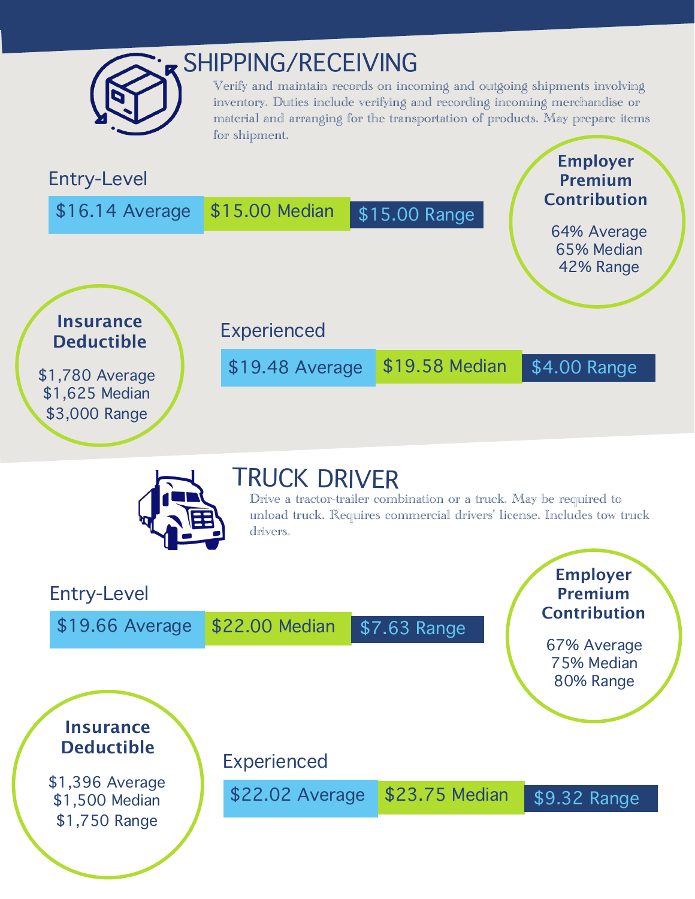## SHIPPING/RECEIVING

Verify and maintain records on incoming and outgoing shipments involving inventory. Duties include verifying and recording incoming merchandise or material and arranging for the transportation of products. May prepare items for shipment.

### Entry-Level

$16.14 Average | $15.00 Median | $15.00 Range

### Employer Premium Contribution

64% Average
65% Median
42% Range

### Insurance Deductible

$1,780 Average
$1,625 Median
$3,000 Range

### Experienced

$19.48 Average | $19.58 Median | $4.00 Range

## TRUCK DRIVER

Drive a tractor-trailer combination or a truck. May be required to unload truck. Requires commercial drivers' license. Includes tow truck drivers.

### Entry-Level

$19.66 Average | $22.00 Median | $7.63 Range

### Employer Premium Contribution

67% Average
75% Median
80% Range

### Insurance Deductible

$1,396 Average
$1,500 Median
$1,750 Range

### Experienced

$22.02 Average | $23.75 Median | $9.32 Range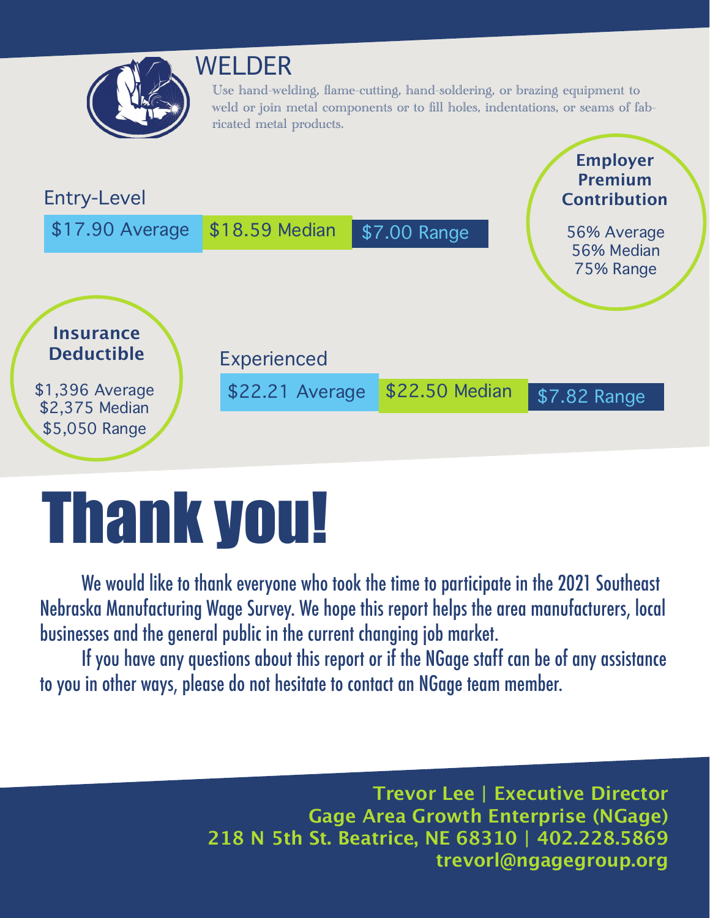## WELDER

Use hand-welding, flame-cutting, hand-soldering, or brazing equipment to weld or join metal components or to fill holes, indentations, or seams of fabricated metal products.

**Entry-Level**

$17.90 Average | $18.59 Median | $7.00 Range

**Employer Premium Contribution**

56% Average
56% Median
75% Range

**Insurance Deductible**

$1,396 Average
$2,375 Median
$5,050 Range

**Experienced**

$22.21 Average | $22.50 Median | $7.82 Range

# Thank you!

We would like to thank everyone who took the time to participate in the 2021 Southeast Nebraska Manufacturing Wage Survey. We hope this report helps the area manufacturers, local businesses and the general public in the current changing job market.

If you have any questions about this report or if the NGage staff can be of any assistance to you in other ways, please do not hesitate to contact an NGage team member.

**Trevor Lee | Executive Director**
**Gage Area Growth Enterprise (NGage)**
**218 N 5th St. Beatrice, NE 68310 | 402.228.5869**
**trevorl@ngagegroup.org**